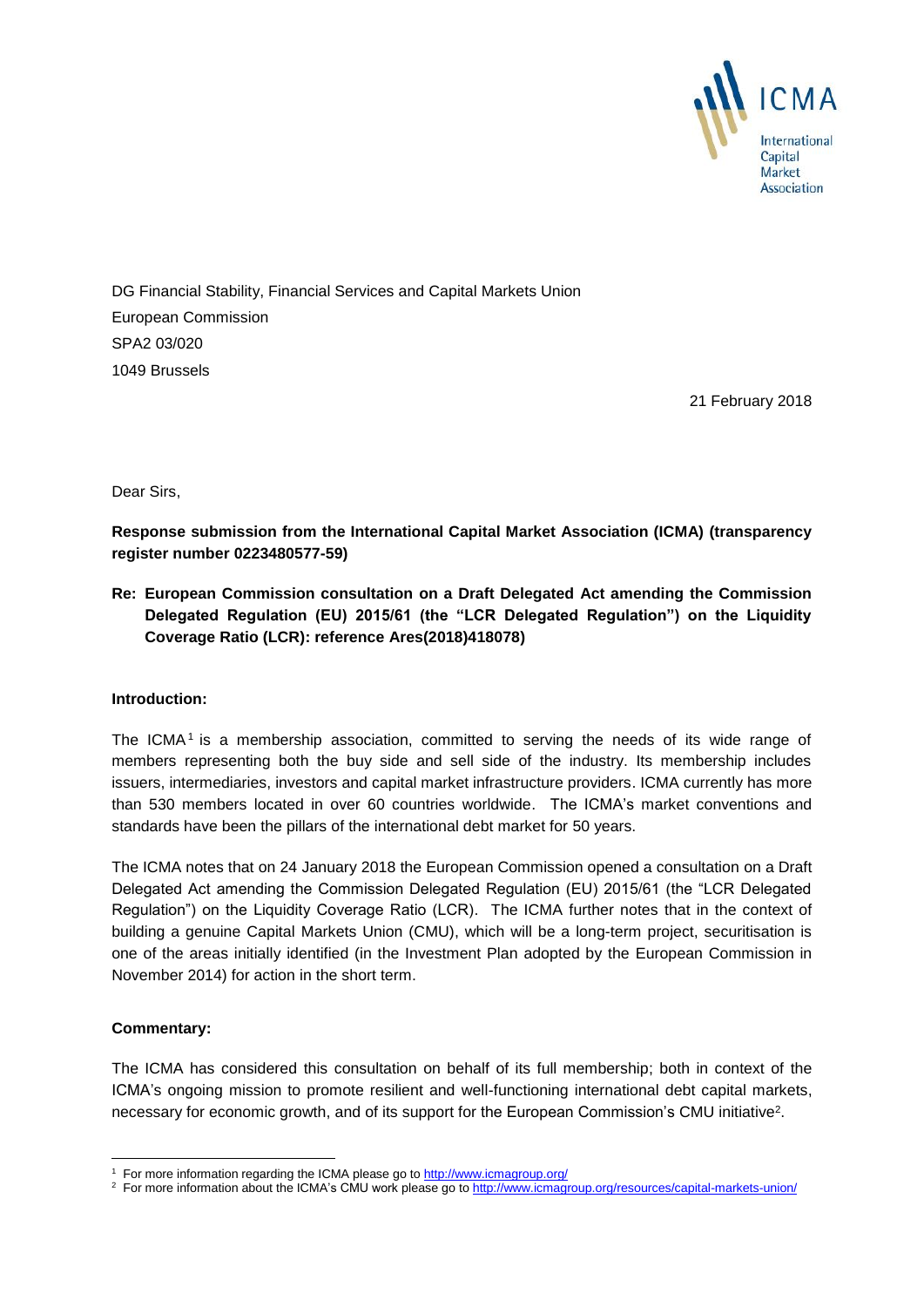ICMA
International Capital Market Association

DG Financial Stability, Financial Services and Capital Markets Union
European Commission
SPA2 03/020
1049 Brussels

21 February 2018

Dear Sirs,

**Response submission from the International Capital Market Association (ICMA) (transparency register number 0223480577-59)**

**Re: European Commission consultation on a Draft Delegated Act amending the Commission Delegated Regulation (EU) 2015/61 (the "LCR Delegated Regulation") on the Liquidity Coverage Ratio (LCR): reference Ares(2018)418078)**

**Introduction:**

The ICMA[1] is a membership association, committed to serving the needs of its wide range of members representing both the buy side and sell side of the industry. Its membership includes issuers, intermediaries, investors and capital market infrastructure providers. ICMA currently has more than 530 members located in over 60 countries worldwide. The ICMA's market conventions and standards have been the pillars of the international debt market for 50 years.

The ICMA notes that on 24 January 2018 the European Commission opened a consultation on a Draft Delegated Act amending the Commission Delegated Regulation (EU) 2015/61 (the "LCR Delegated Regulation") on the Liquidity Coverage Ratio (LCR). The ICMA further notes that in the context of building a genuine Capital Markets Union (CMU), which will be a long-term project, securitisation is one of the areas initially identified (in the Investment Plan adopted by the European Commission in November 2014) for action in the short term.

**Commentary:**

The ICMA has considered this consultation on behalf of its full membership; both in context of the ICMA's ongoing mission to promote resilient and well-functioning international debt capital markets, necessary for economic growth, and of its support for the European Commission's CMU initiative[2].

[1] For more information regarding the ICMA please go to http://www.icmagroup.org/

[2] For more information about the ICMA's CMU work please go to http://www.icmagroup.org/resources/capital-markets-union/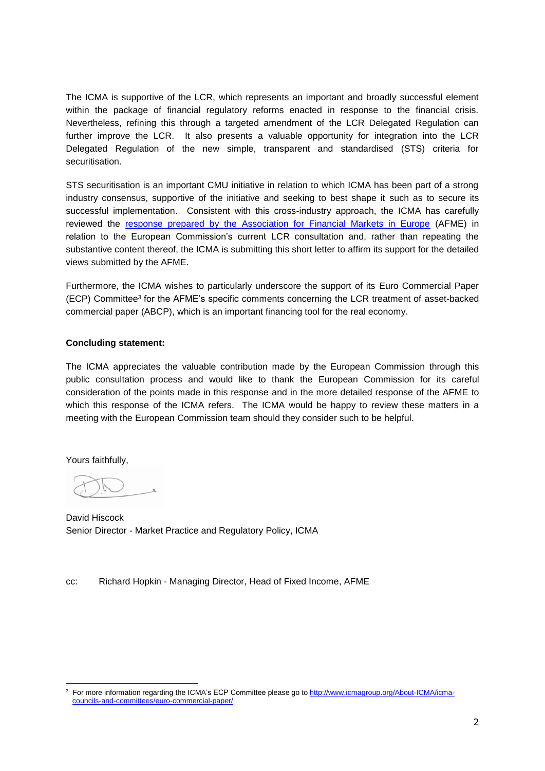The ICMA is supportive of the LCR, which represents an important and broadly successful element within the package of financial regulatory reforms enacted in response to the financial crisis. Nevertheless, refining this through a targeted amendment of the LCR Delegated Regulation can further improve the LCR. It also presents a valuable opportunity for integration into the LCR Delegated Regulation of the new simple, transparent and standardised (STS) criteria for securitisation.

STS securitisation is an important CMU initiative in relation to which ICMA has been part of a strong industry consensus, supportive of the initiative and seeking to best shape it such as to secure its successful implementation. Consistent with this cross-industry approach, the ICMA has carefully reviewed the response prepared by the Association for Financial Markets in Europe (AFME) in relation to the European Commission's current LCR consultation and, rather than repeating the substantive content thereof, the ICMA is submitting this short letter to affirm its support for the detailed views submitted by the AFME.

Furthermore, the ICMA wishes to particularly underscore the support of its Euro Commercial Paper (ECP) Committee[3] for the AFME's specific comments concerning the LCR treatment of asset-backed commercial paper (ABCP), which is an important financing tool for the real economy.

**Concluding statement:**

The ICMA appreciates the valuable contribution made by the European Commission through this public consultation process and would like to thank the European Commission for its careful consideration of the points made in this response and in the more detailed response of the AFME to which this response of the ICMA refers. The ICMA would be happy to review these matters in a meeting with the European Commission team should they consider such to be helpful.

Yours faithfully,

David Hiscock
Senior Director - Market Practice and Regulatory Policy, ICMA

cc: Richard Hopkin - Managing Director, Head of Fixed Income, AFME

[3] For more information regarding the ICMA's ECP Committee please go to http://www.icmagroup.org/About-ICMA/icma-councils-and-committees/euro-commercial-paper/